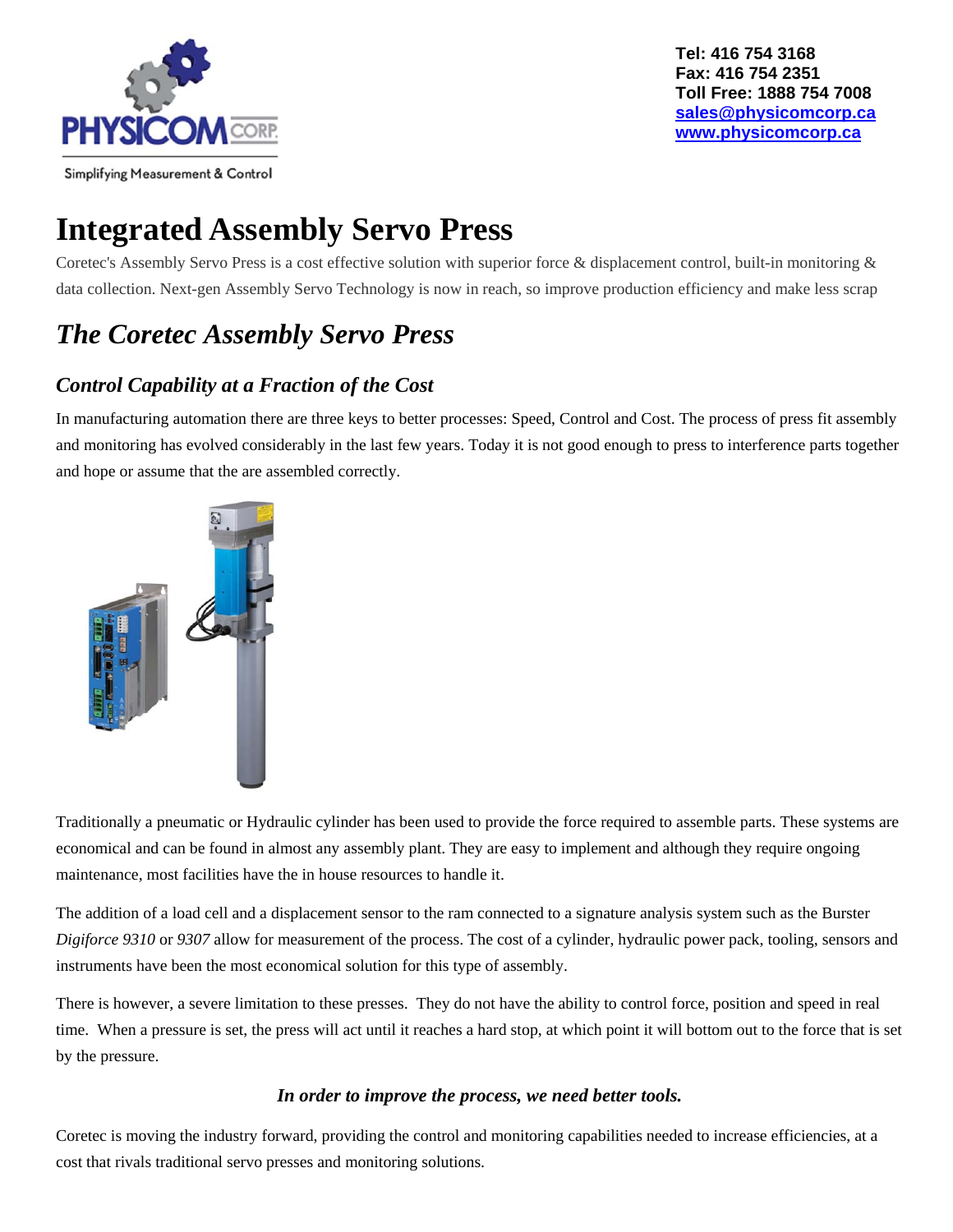Tel: 416 754 3168
Fax: 416 754 2351
Toll Free: 1888 754 7008
sales@physicomcorp.ca
www.physicomcorp.ca

Simplifying Measurement & Control

# Integrated Assembly Servo Press

Coretec's Assembly Servo Press is a cost effective solution with superior force & displacement control, built-in monitoring & data collection. Next-gen Assembly Servo Technology is now in reach, so improve production efficiency and make less scrap

## *The Coretec Assembly Servo Press*

### *Control Capability at a Fraction of the Cost*

In manufacturing automation there are three keys to better processes: Speed, Control and Cost. The process of press fit assembly and monitoring has evolved considerably in the last few years. Today it is not good enough to press to interference parts together and hope or assume that the are assembled correctly.

Traditionally a pneumatic or Hydraulic cylinder has been used to provide the force required to assemble parts. These systems are economical and can be found in almost any assembly plant. They are easy to implement and although they require ongoing maintenance, most facilities have the in house resources to handle it.

The addition of a load cell and a displacement sensor to the ram connected to a signature analysis system such as the Burster *Digiforce 9310* or *9307* allow for measurement of the process. The cost of a cylinder, hydraulic power pack, tooling, sensors and instruments have been the most economical solution for this type of assembly.

There is however, a severe limitation to these presses. They do not have the ability to control force, position and speed in real time. When a pressure is set, the press will act until it reaches a hard stop, at which point it will bottom out to the force that is set by the pressure.

***In order to improve the process, we need better tools.***

Coretec is moving the industry forward, providing the control and monitoring capabilities needed to increase efficiencies, at a cost that rivals traditional servo presses and monitoring solutions.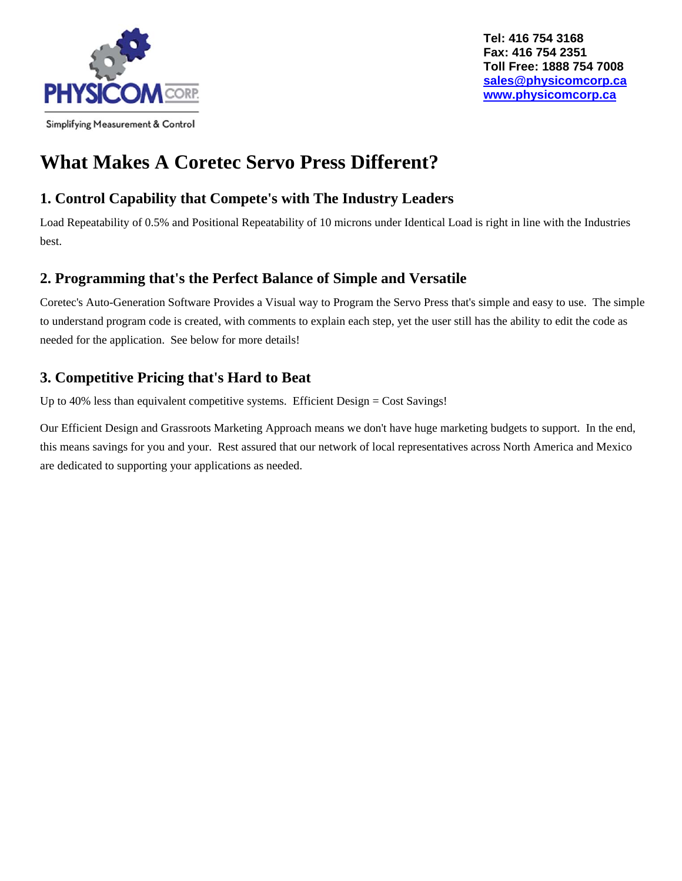PHYSICOM CORP

Simplifying Measurement & Control

**Tel: 416 754 3168**
**Fax: 416 754 2351**
**Toll Free: 1888 754 7008**
**sales@physicomcorp.ca**
**www.physicomcorp.ca**

# What Makes A Coretec Servo Press Different?

## 1. Control Capability that Compete's with The Industry Leaders

Load Repeatability of 0.5% and Positional Repeatability of 10 microns under Identical Load is right in line with the Industries best.

## 2. Programming that's the Perfect Balance of Simple and Versatile

Coretec's Auto-Generation Software Provides a Visual way to Program the Servo Press that's simple and easy to use. The simple to understand program code is created, with comments to explain each step, yet the user still has the ability to edit the code as needed for the application. See below for more details!

## 3. Competitive Pricing that's Hard to Beat

Up to 40% less than equivalent competitive systems. Efficient Design = Cost Savings!

Our Efficient Design and Grassroots Marketing Approach means we don't have huge marketing budgets to support. In the end, this means savings for you and your. Rest assured that our network of local representatives across North America and Mexico are dedicated to supporting your applications as needed.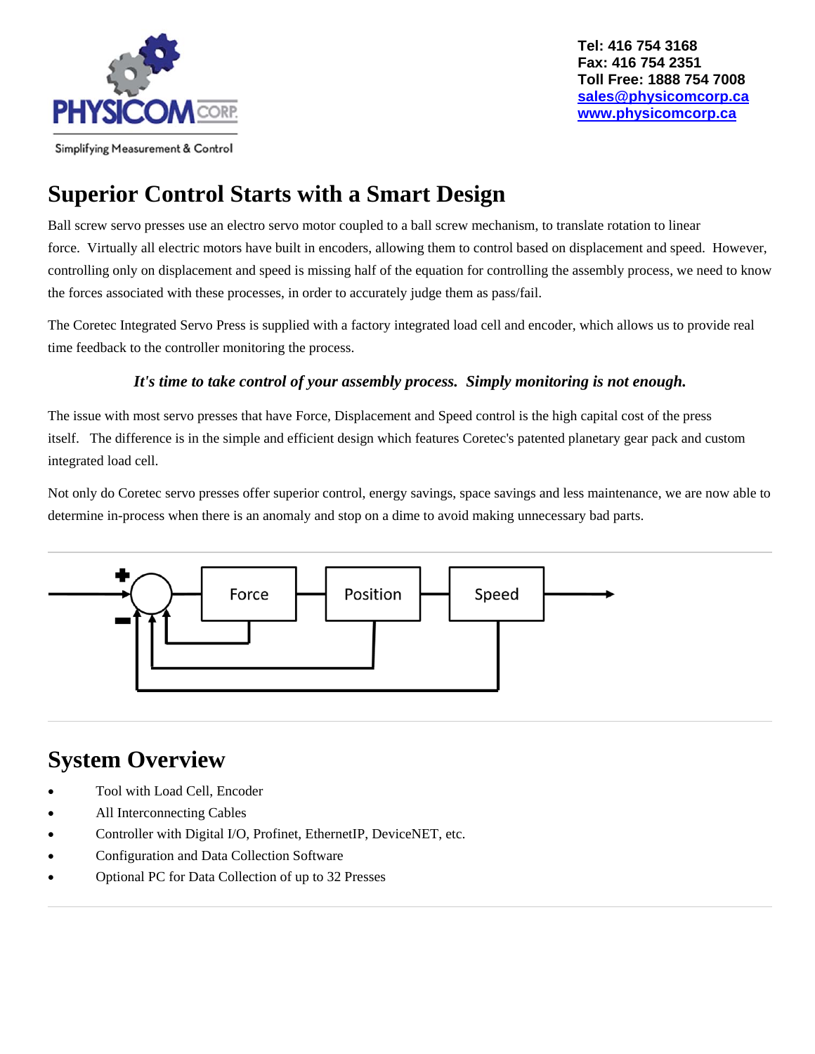Tel: 416 754 3168
Fax: 416 754 2351
Toll Free: 1888 754 7008
[sales@physicomcorp.ca](mailto:sales@physicomcorp.ca)
[www.physicomcorp.ca](http://www.physicomcorp.ca)

Simplifying Measurement & Control

# Superior Control Starts with a Smart Design

Ball screw servo presses use an electro servo motor coupled to a ball screw mechanism, to translate rotation to linear force. Virtually all electric motors have built in encoders, allowing them to control based on displacement and speed. However, controlling only on displacement and speed is missing half of the equation for controlling the assembly process, we need to know the forces associated with these processes, in order to accurately judge them as pass/fail.

The Coretec Integrated Servo Press is supplied with a factory integrated load cell and encoder, which allows us to provide real time feedback to the controller monitoring the process.

***It's time to take control of your assembly process. Simply monitoring is not enough.***

The issue with most servo presses that have Force, Displacement and Speed control is the high capital cost of the press itself. The difference is in the simple and efficient design which features Coretec's patented planetary gear pack and custom integrated load cell.

Not only do Coretec servo presses offer superior control, energy savings, space savings and less maintenance, we are now able to determine in-process when there is an anomaly and stop on a dime to avoid making unnecessary bad parts.

---

\+ − Force → Position → Speed

---

# System Overview

- Tool with Load Cell, Encoder
- All Interconnecting Cables
- Controller with Digital I/O, Profinet, EthernetIP, DeviceNET, etc.
- Configuration and Data Collection Software
- Optional PC for Data Collection of up to 32 Presses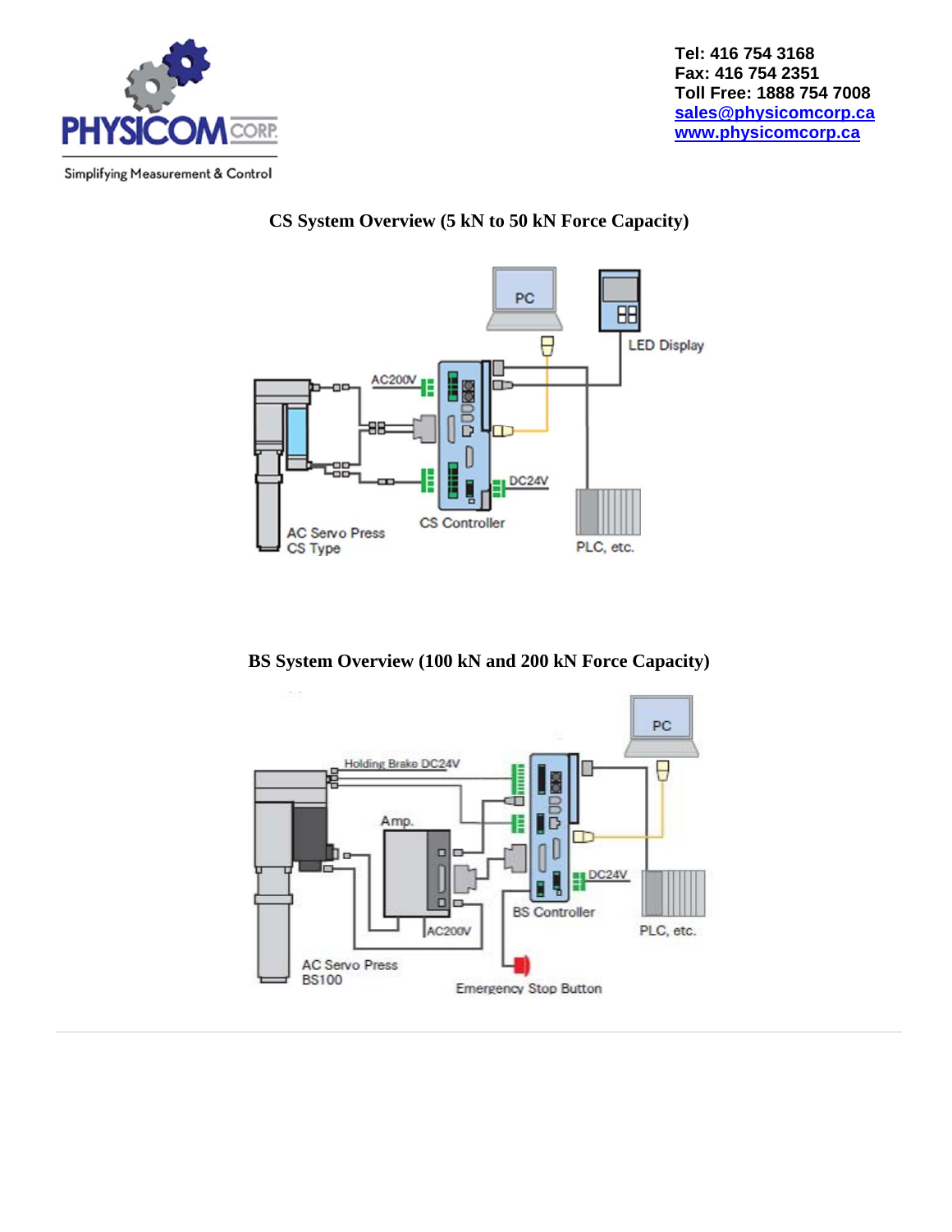Tel: 416 754 3168
Fax: 416 754 2351
Toll Free: 1888 754 7008
sales@physicomcorp.ca
www.physicomcorp.ca

## CS System Overview (5 kN to 50 kN Force Capacity)

PC

LED Display

AC200V

DC24V

AC Servo Press
CS Type

CS Controller

PLC, etc.

## BS System Overview (100 kN and 200 kN Force Capacity)

PC

Holding Brake DC24V

Amp.

DC24V

BS Controller

AC200V

PLC, etc.

AC Servo Press
BS100

Emergency Stop Button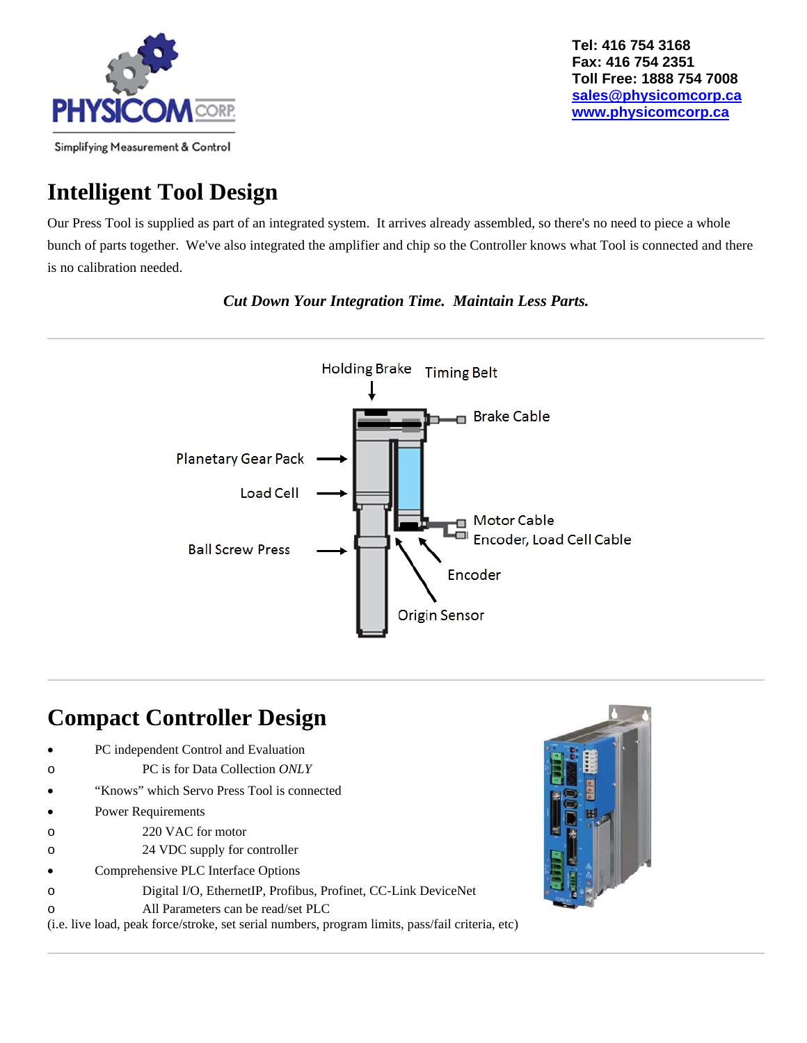Tel: 416 754 3168
Fax: 416 754 2351
Toll Free: 1888 754 7008
sales@physicomcorp.ca
www.physicomcorp.ca

# Intelligent Tool Design

Our Press Tool is supplied as part of an integrated system. It arrives already assembled, so there's no need to piece a whole bunch of parts together. We've also integrated the amplifier and chip so the Controller knows what Tool is connected and there is no calibration needed.

***Cut Down Your Integration Time. Maintain Less Parts.***

---

Holding Brake, Timing Belt, Brake Cable, Planetary Gear Pack, Load Cell, Motor Cable, Encoder, Load Cell Cable, Ball Screw Press, Encoder, Origin Sensor

---

# Compact Controller Design

- PC independent Control and Evaluation
  - PC is for Data Collection *ONLY*
- "Knows" which Servo Press Tool is connected
- Power Requirements
  - 220 VAC for motor
  - 24 VDC supply for controller
- Comprehensive PLC Interface Options
  - Digital I/O, EthernetIP, Profibus, Profinet, CC-Link DeviceNet
  - All Parameters can be read/set PLC

(i.e. live load, peak force/stroke, set serial numbers, program limits, pass/fail criteria, etc)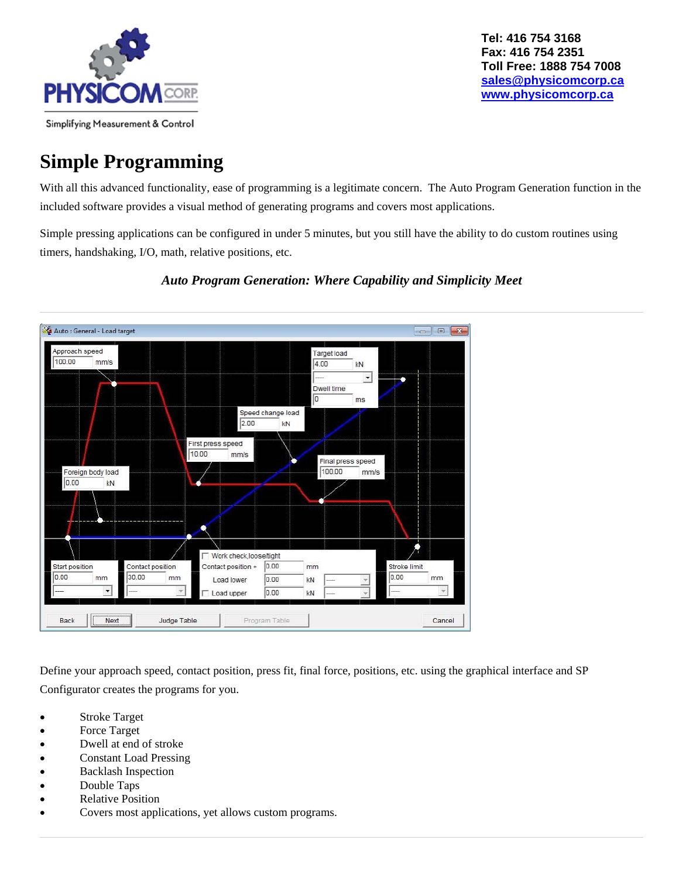Tel: 416 754 3168
Fax: 416 754 2351
Toll Free: 1888 754 7008
sales@physicomcorp.ca
www.physicomcorp.ca

# Simple Programming

With all this advanced functionality, ease of programming is a legitimate concern. The Auto Program Generation function in the included software provides a visual method of generating programs and covers most applications.

Simple pressing applications can be configured in under 5 minutes, but you still have the ability to do custom routines using timers, handshaking, I/O, math, relative positions, etc.

***Auto Program Generation: Where Capability and Simplicity Meet***

---

Define your approach speed, contact position, press fit, final force, positions, etc. using the graphical interface and SP Configurator creates the programs for you.

- Stroke Target
- Force Target
- Dwell at end of stroke
- Constant Load Pressing
- Backlash Inspection
- Double Taps
- Relative Position
- Covers most applications, yet allows custom programs.

---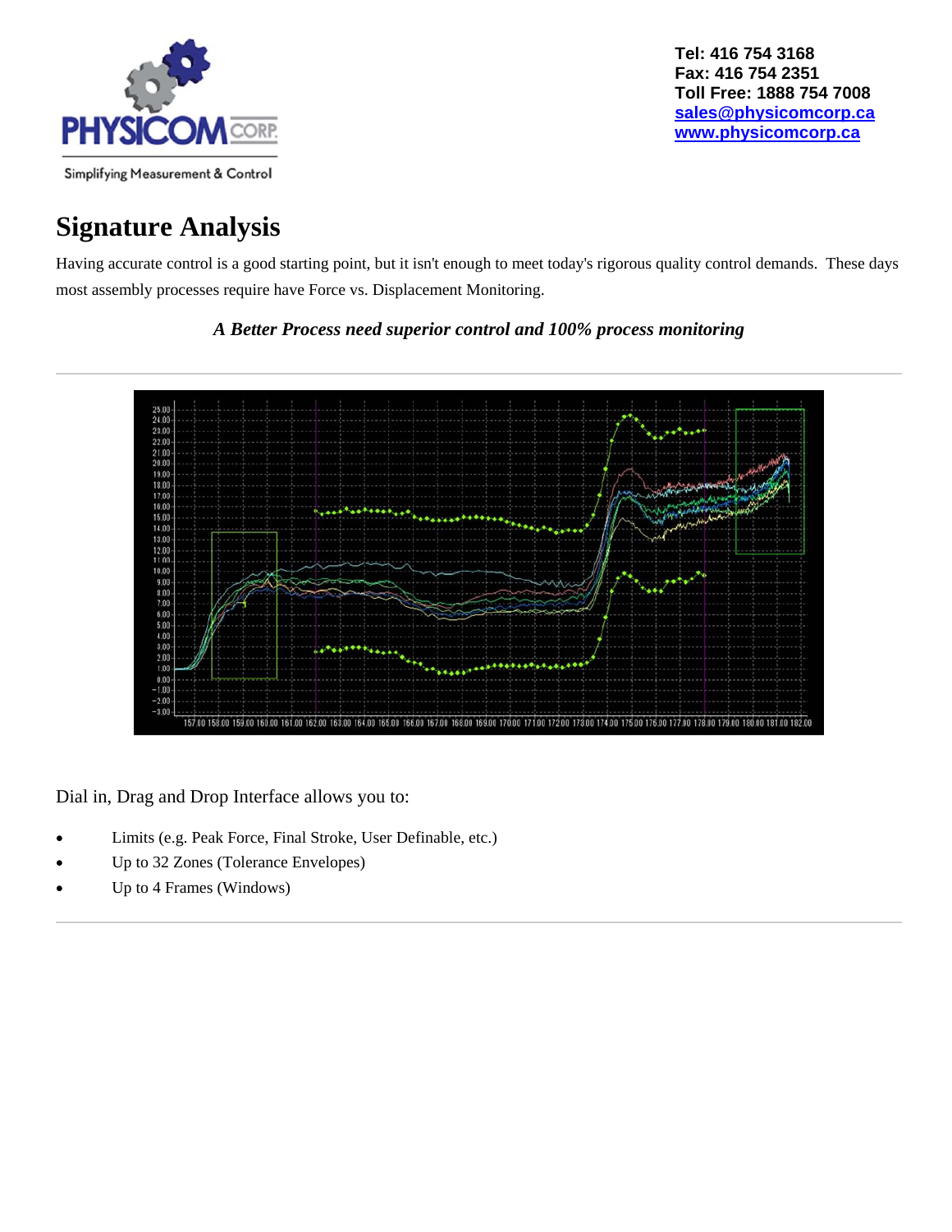Tel: 416 754 3168
Fax: 416 754 2351
Toll Free: 1888 754 7008
sales@physicomcorp.ca
www.physicomcorp.ca

# Signature Analysis

Having accurate control is a good starting point, but it isn't enough to meet today's rigorous quality control demands. These days most assembly processes require have Force vs. Displacement Monitoring.

***A Better Process need superior control and 100% process monitoring***

---

Dial in, Drag and Drop Interface allows you to:

- Limits (e.g. Peak Force, Final Stroke, User Definable, etc.)
- Up to 32 Zones (Tolerance Envelopes)
- Up to 4 Frames (Windows)

---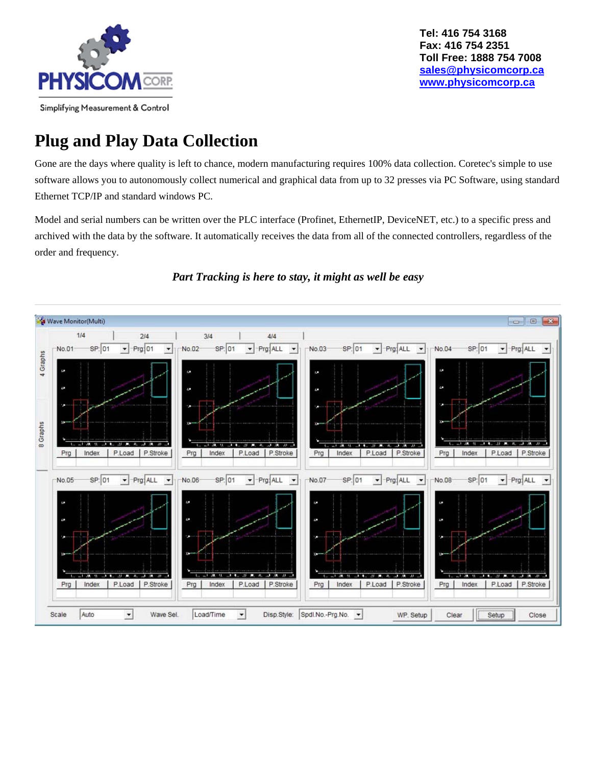Tel: 416 754 3168
Fax: 416 754 2351
Toll Free: 1888 754 7008
sales@physicomcorp.ca
www.physicomcorp.ca

# Plug and Play Data Collection

Gone are the days where quality is left to chance, modern manufacturing requires 100% data collection. Coretec's simple to use software allows you to autonomously collect numerical and graphical data from up to 32 presses via PC Software, using standard Ethernet TCP/IP and standard windows PC.

Model and serial numbers can be written over the PLC interface (Profinet, EthernetIP, DeviceNET, etc.) to a specific press and archived with the data by the software. It automatically receives the data from all of the connected controllers, regardless of the order and frequency.

***Part Tracking is here to stay, it might as well be easy***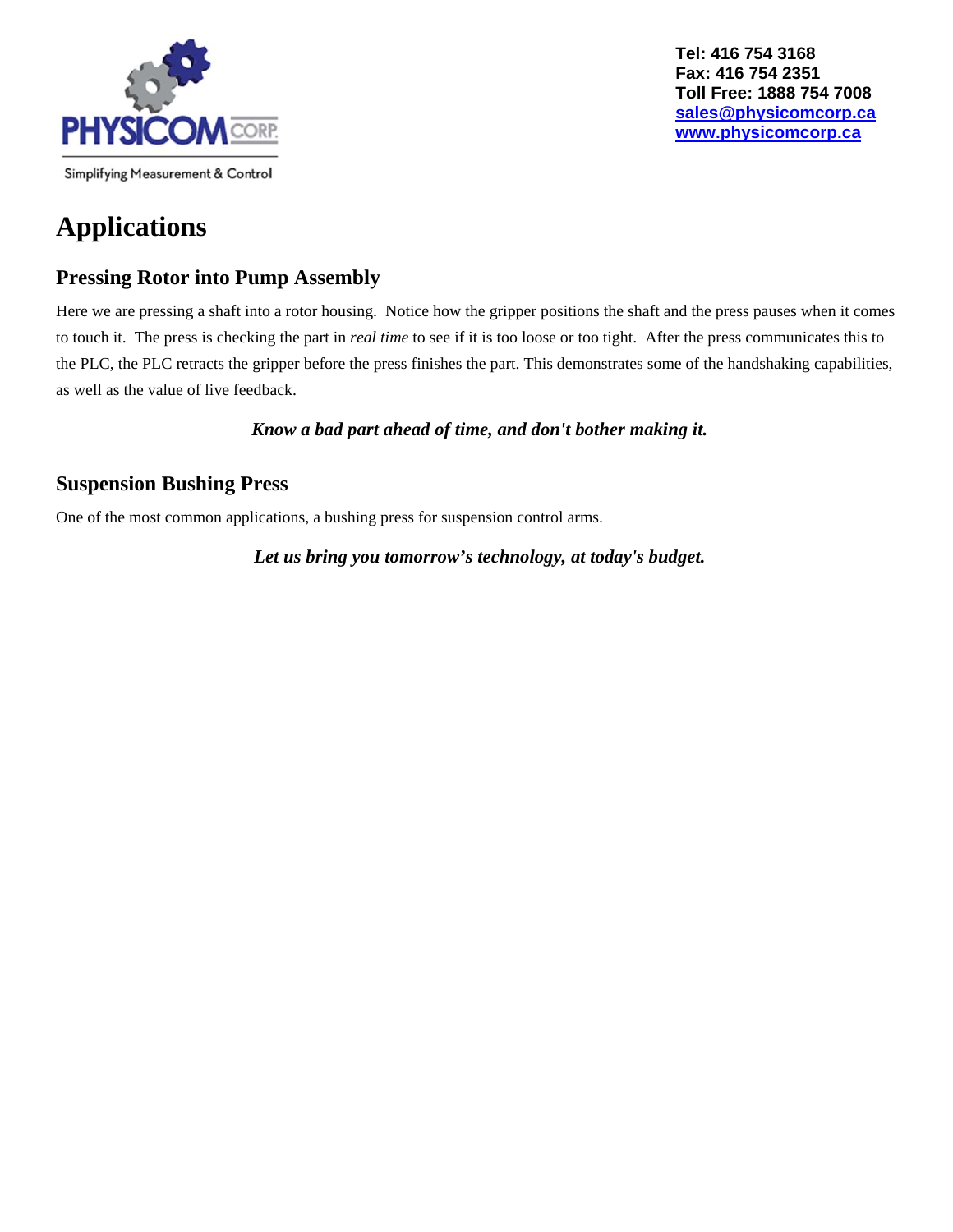Tel: 416 754 3168
Fax: 416 754 2351
Toll Free: 1888 754 7008
sales@physicomcorp.ca
www.physicomcorp.ca

Simplifying Measurement & Control

# Applications

## Pressing Rotor into Pump Assembly

Here we are pressing a shaft into a rotor housing. Notice how the gripper positions the shaft and the press pauses when it comes to touch it. The press is checking the part in *real time* to see if it is too loose or too tight. After the press communicates this to the PLC, the PLC retracts the gripper before the press finishes the part. This demonstrates some of the handshaking capabilities, as well as the value of live feedback.

***Know a bad part ahead of time, and don't bother making it.***

## Suspension Bushing Press

One of the most common applications, a bushing press for suspension control arms.

***Let us bring you tomorrow's technology, at today's budget.***